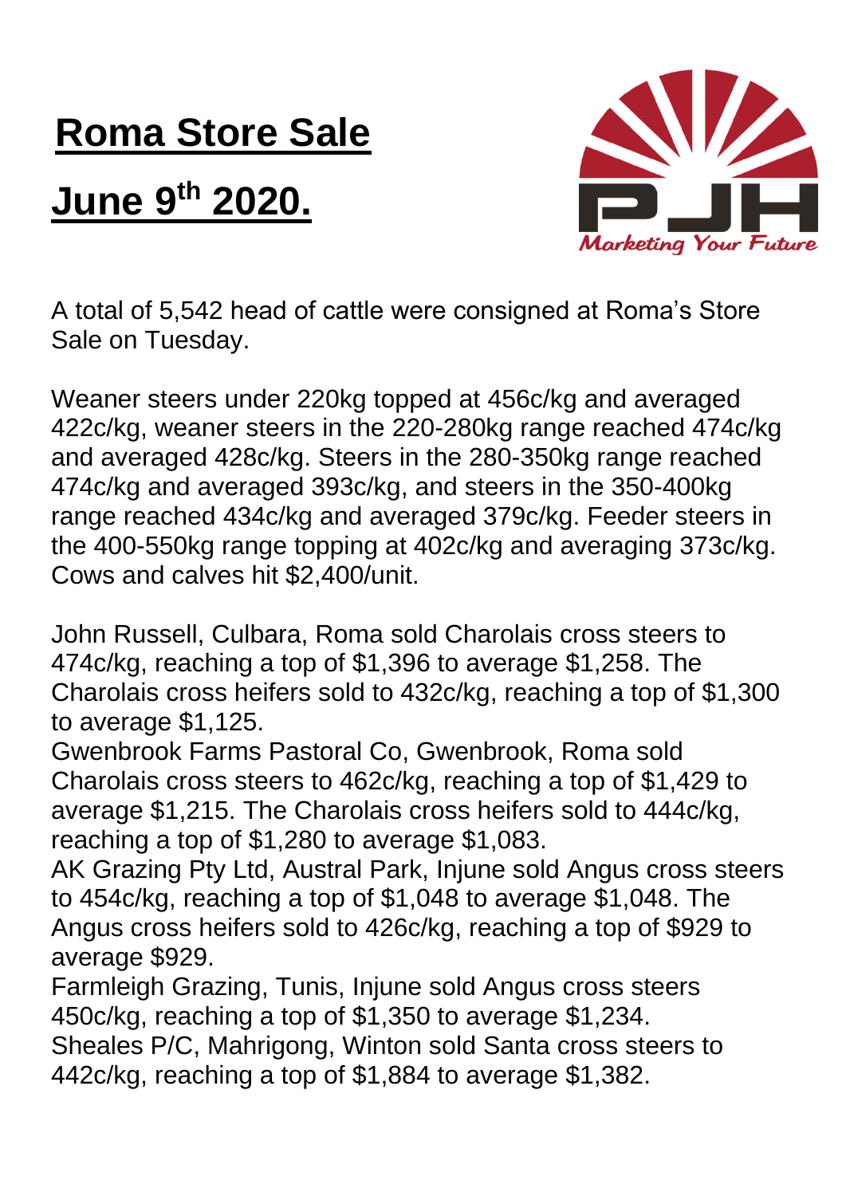# Roma Store Sale

# June 9th 2020.

A total of 5,542 head of cattle were consigned at Roma's Store Sale on Tuesday.

Weaner steers under 220kg topped at 456c/kg and averaged 422c/kg, weaner steers in the 220-280kg range reached 474c/kg and averaged 428c/kg. Steers in the 280-350kg range reached 474c/kg and averaged 393c/kg, and steers in the 350-400kg range reached 434c/kg and averaged 379c/kg. Feeder steers in the 400-550kg range topping at 402c/kg and averaging 373c/kg. Cows and calves hit $2,400/unit.

John Russell, Culbara, Roma sold Charolais cross steers to 474c/kg, reaching a top of $1,396 to average $1,258. The Charolais cross heifers sold to 432c/kg, reaching a top of $1,300 to average $1,125.

Gwenbrook Farms Pastoral Co, Gwenbrook, Roma sold Charolais cross steers to 462c/kg, reaching a top of $1,429 to average $1,215. The Charolais cross heifers sold to 444c/kg, reaching a top of $1,280 to average $1,083.

AK Grazing Pty Ltd, Austral Park, Injune sold Angus cross steers to 454c/kg, reaching a top of $1,048 to average $1,048. The Angus cross heifers sold to 426c/kg, reaching a top of $929 to average $929.

Farmleigh Grazing, Tunis, Injune sold Angus cross steers 450c/kg, reaching a top of $1,350 to average $1,234.

Sheales P/C, Mahrigong, Winton sold Santa cross steers to 442c/kg, reaching a top of $1,884 to average $1,382.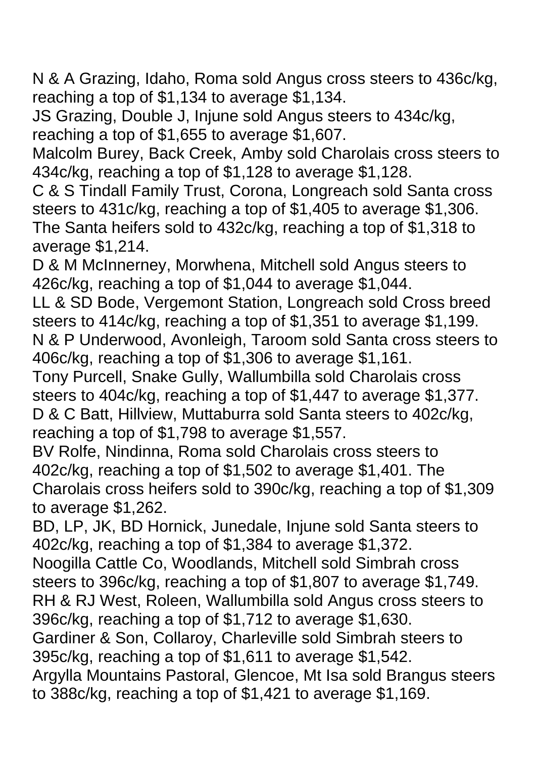N & A Grazing, Idaho, Roma sold Angus cross steers to 436c/kg, reaching a top of $1,134 to average $1,134.

JS Grazing, Double J, Injune sold Angus steers to 434c/kg, reaching a top of $1,655 to average $1,607.

Malcolm Burey, Back Creek, Amby sold Charolais cross steers to 434c/kg, reaching a top of $1,128 to average $1,128.

C & S Tindall Family Trust, Corona, Longreach sold Santa cross steers to 431c/kg, reaching a top of $1,405 to average $1,306. The Santa heifers sold to 432c/kg, reaching a top of $1,318 to average $1,214.

D & M McInnerney, Morwhena, Mitchell sold Angus steers to 426c/kg, reaching a top of $1,044 to average $1,044.

LL & SD Bode, Vergemont Station, Longreach sold Cross breed steers to 414c/kg, reaching a top of $1,351 to average $1,199.

N & P Underwood, Avonleigh, Taroom sold Santa cross steers to 406c/kg, reaching a top of $1,306 to average $1,161.

Tony Purcell, Snake Gully, Wallumbilla sold Charolais cross steers to 404c/kg, reaching a top of $1,447 to average $1,377.

D & C Batt, Hillview, Muttaburra sold Santa steers to 402c/kg, reaching a top of $1,798 to average $1,557.

BV Rolfe, Nindinna, Roma sold Charolais cross steers to 402c/kg, reaching a top of $1,502 to average $1,401. The Charolais cross heifers sold to 390c/kg, reaching a top of $1,309 to average $1,262.

BD, LP, JK, BD Hornick, Junedale, Injune sold Santa steers to 402c/kg, reaching a top of $1,384 to average $1,372.

Noogilla Cattle Co, Woodlands, Mitchell sold Simbrah cross steers to 396c/kg, reaching a top of $1,807 to average $1,749.

RH & RJ West, Roleen, Wallumbilla sold Angus cross steers to 396c/kg, reaching a top of $1,712 to average $1,630.

Gardiner & Son, Collaroy, Charleville sold Simbrah steers to 395c/kg, reaching a top of $1,611 to average $1,542.

Argylla Mountains Pastoral, Glencoe, Mt Isa sold Brangus steers to 388c/kg, reaching a top of $1,421 to average $1,169.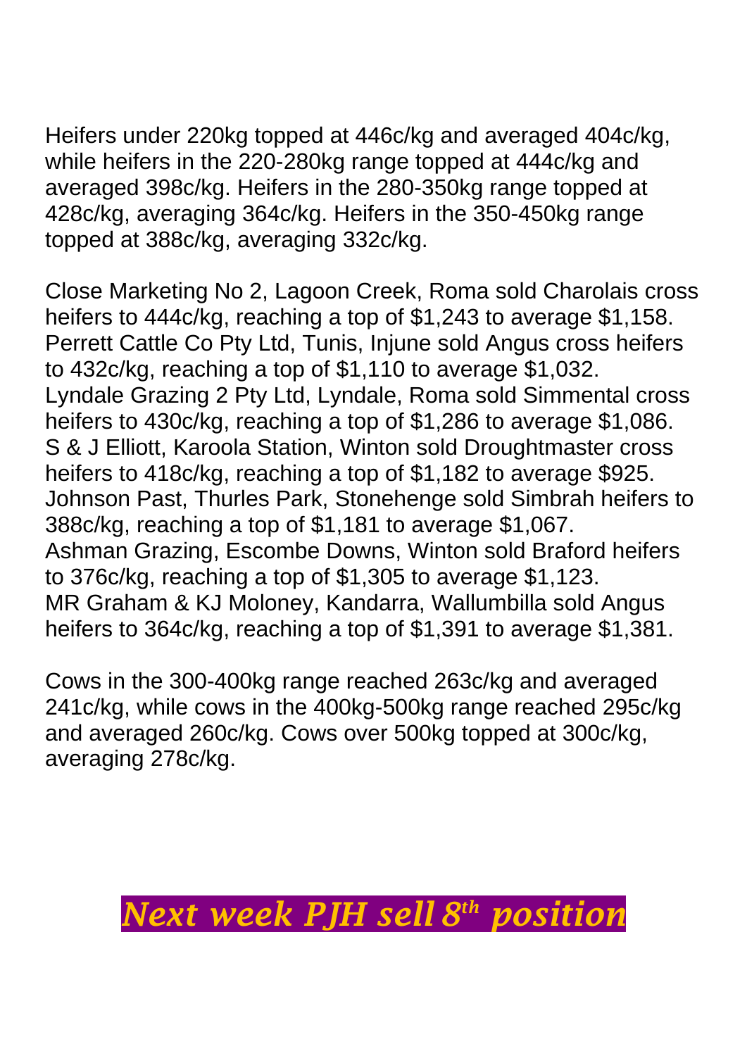Heifers under 220kg topped at 446c/kg and averaged 404c/kg, while heifers in the 220-280kg range topped at 444c/kg and averaged 398c/kg. Heifers in the 280-350kg range topped at 428c/kg, averaging 364c/kg. Heifers in the 350-450kg range topped at 388c/kg, averaging 332c/kg.

Close Marketing No 2, Lagoon Creek, Roma sold Charolais cross heifers to 444c/kg, reaching a top of $1,243 to average $1,158.
Perrett Cattle Co Pty Ltd, Tunis, Injune sold Angus cross heifers to 432c/kg, reaching a top of $1,110 to average $1,032.
Lyndale Grazing 2 Pty Ltd, Lyndale, Roma sold Simmental cross heifers to 430c/kg, reaching a top of $1,286 to average $1,086.
S & J Elliott, Karoola Station, Winton sold Droughtmaster cross heifers to 418c/kg, reaching a top of $1,182 to average $925.
Johnson Past, Thurles Park, Stonehenge sold Simbrah heifers to 388c/kg, reaching a top of $1,181 to average $1,067.
Ashman Grazing, Escombe Downs, Winton sold Braford heifers to 376c/kg, reaching a top of $1,305 to average $1,123.
MR Graham & KJ Moloney, Kandarra, Wallumbilla sold Angus heifers to 364c/kg, reaching a top of $1,391 to average $1,381.

Cows in the 300-400kg range reached 263c/kg and averaged 241c/kg, while cows in the 400kg-500kg range reached 295c/kg and averaged 260c/kg. Cows over 500kg topped at 300c/kg, averaging 278c/kg.

***Next week PJH sell 8th position***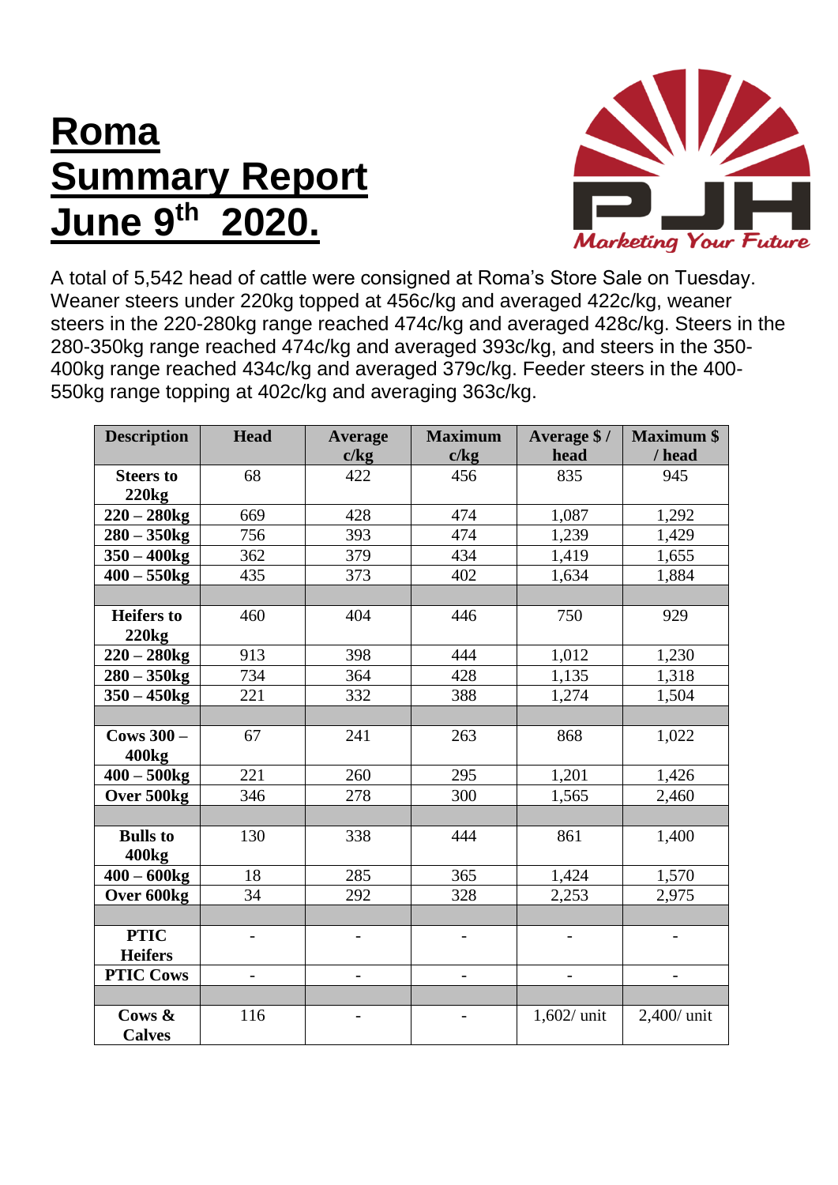# Roma Summary Report June 9th 2020.

PJH
Marketing Your Future

A total of 5,542 head of cattle were consigned at Roma's Store Sale on Tuesday. Weaner steers under 220kg topped at 456c/kg and averaged 422c/kg, weaner steers in the 220-280kg range reached 474c/kg and averaged 428c/kg. Steers in the 280-350kg range reached 474c/kg and averaged 393c/kg, and steers in the 350-400kg range reached 434c/kg and averaged 379c/kg. Feeder steers in the 400-550kg range topping at 402c/kg and averaging 363c/kg.

| Description | Head | Average c/kg | Maximum c/kg | Average $ / head | Maximum $ / head |
|---|---|---|---|---|---|
| **Steers to 220kg** | 68 | 422 | 456 | 835 | 945 |
| **220 – 280kg** | 669 | 428 | 474 | 1,087 | 1,292 |
| **280 – 350kg** | 756 | 393 | 474 | 1,239 | 1,429 |
| **350 – 400kg** | 362 | 379 | 434 | 1,419 | 1,655 |
| **400 – 550kg** | 435 | 373 | 402 | 1,634 | 1,884 |
| | | | | | |
| **Heifers to 220kg** | 460 | 404 | 446 | 750 | 929 |
| **220 – 280kg** | 913 | 398 | 444 | 1,012 | 1,230 |
| **280 – 350kg** | 734 | 364 | 428 | 1,135 | 1,318 |
| **350 – 450kg** | 221 | 332 | 388 | 1,274 | 1,504 |
| | | | | | |
| **Cows 300 – 400kg** | 67 | 241 | 263 | 868 | 1,022 |
| **400 – 500kg** | 221 | 260 | 295 | 1,201 | 1,426 |
| **Over 500kg** | 346 | 278 | 300 | 1,565 | 2,460 |
| | | | | | |
| **Bulls to 400kg** | 130 | 338 | 444 | 861 | 1,400 |
| **400 – 600kg** | 18 | 285 | 365 | 1,424 | 1,570 |
| **Over 600kg** | 34 | 292 | 328 | 2,253 | 2,975 |
| | | | | | |
| **PTIC Heifers** | - | - | - | - | - |
| **PTIC Cows** | - | - | - | - | - |
| | | | | | |
| **Cows & Calves** | 116 | - | - | 1,602/ unit | 2,400/ unit |